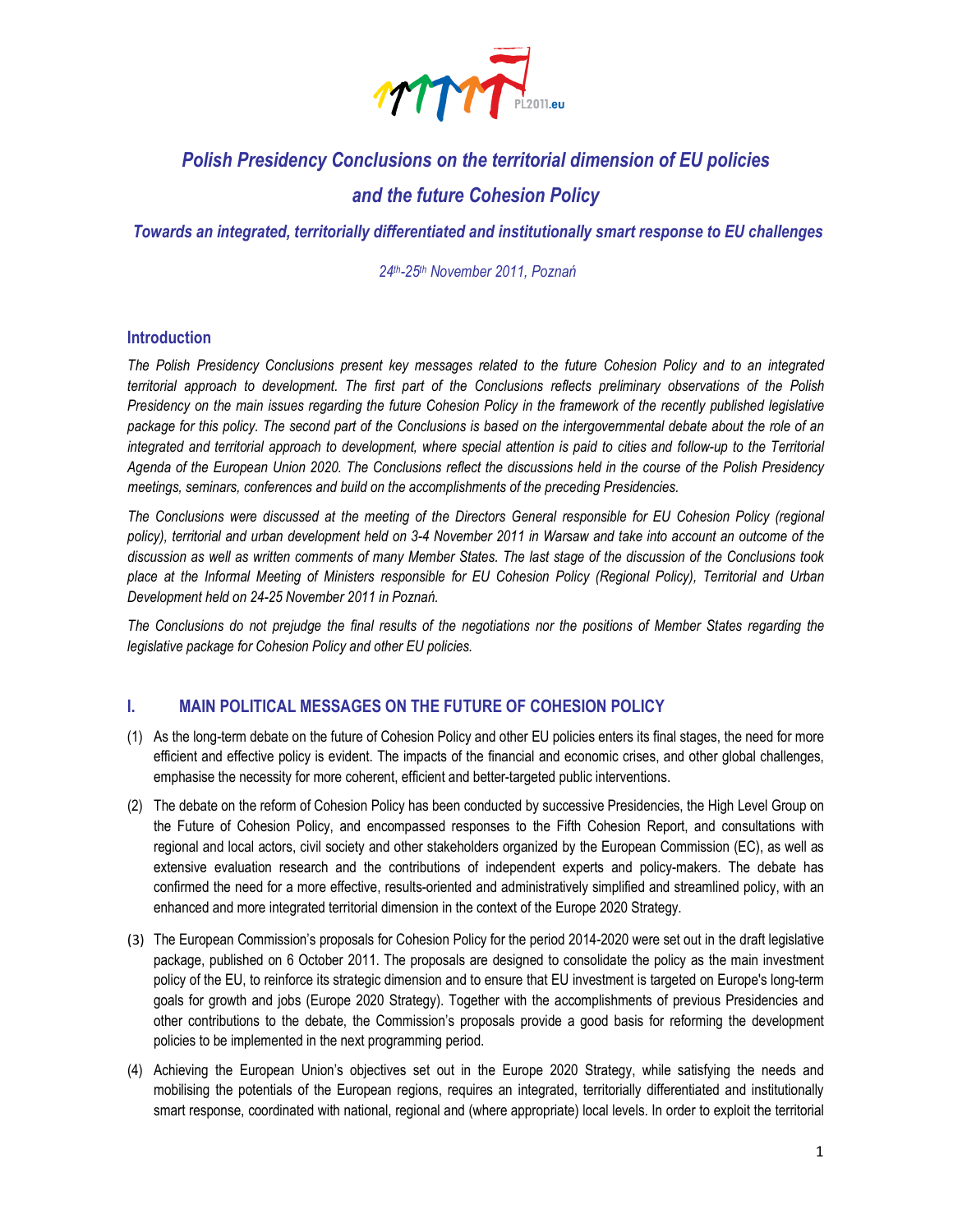# Polish Presidency Conclusions on the territorial dimension of EU policies and the future Cohesion Policy

### *Towards an integrated, territorially differentiated and institutionally smart response to EU challenges*

*24th-25th November 2011, Poznań*

## Introduction

*The Polish Presidency Conclusions present key messages related to the future Cohesion Policy and to an integrated territorial approach to development. The first part of the Conclusions reflects preliminary observations of the Polish Presidency on the main issues regarding the future Cohesion Policy in the framework of the recently published legislative package for this policy. The second part of the Conclusions is based on the intergovernmental debate about the role of an integrated and territorial approach to development, where special attention is paid to cities and follow-up to the Territorial Agenda of the European Union 2020. The Conclusions reflect the discussions held in the course of the Polish Presidency meetings, seminars, conferences and build on the accomplishments of the preceding Presidencies.*

*The Conclusions were discussed at the meeting of the Directors General responsible for EU Cohesion Policy (regional policy), territorial and urban development held on 3-4 November 2011 in Warsaw and take into account an outcome of the discussion as well as written comments of many Member States. The last stage of the discussion of the Conclusions took place at the Informal Meeting of Ministers responsible for EU Cohesion Policy (Regional Policy), Territorial and Urban Development held on 24-25 November 2011 in Poznań.*

*The Conclusions do not prejudge the final results of the negotiations nor the positions of Member States regarding the legislative package for Cohesion Policy and other EU policies.*

## I. MAIN POLITICAL MESSAGES ON THE FUTURE OF COHESION POLICY

(1) As the long-term debate on the future of Cohesion Policy and other EU policies enters its final stages, the need for more efficient and effective policy is evident. The impacts of the financial and economic crises, and other global challenges, emphasise the necessity for more coherent, efficient and better-targeted public interventions.

(2) The debate on the reform of Cohesion Policy has been conducted by successive Presidencies, the High Level Group on the Future of Cohesion Policy, and encompassed responses to the Fifth Cohesion Report, and consultations with regional and local actors, civil society and other stakeholders organized by the European Commission (EC), as well as extensive evaluation research and the contributions of independent experts and policy-makers. The debate has confirmed the need for a more effective, results-oriented and administratively simplified and streamlined policy, with an enhanced and more integrated territorial dimension in the context of the Europe 2020 Strategy.

(3) The European Commission's proposals for Cohesion Policy for the period 2014-2020 were set out in the draft legislative package, published on 6 October 2011. The proposals are designed to consolidate the policy as the main investment policy of the EU, to reinforce its strategic dimension and to ensure that EU investment is targeted on Europe's long-term goals for growth and jobs (Europe 2020 Strategy). Together with the accomplishments of previous Presidencies and other contributions to the debate, the Commission's proposals provide a good basis for reforming the development policies to be implemented in the next programming period.

(4) Achieving the European Union's objectives set out in the Europe 2020 Strategy, while satisfying the needs and mobilising the potentials of the European regions, requires an integrated, territorially differentiated and institutionally smart response, coordinated with national, regional and (where appropriate) local levels. In order to exploit the territorial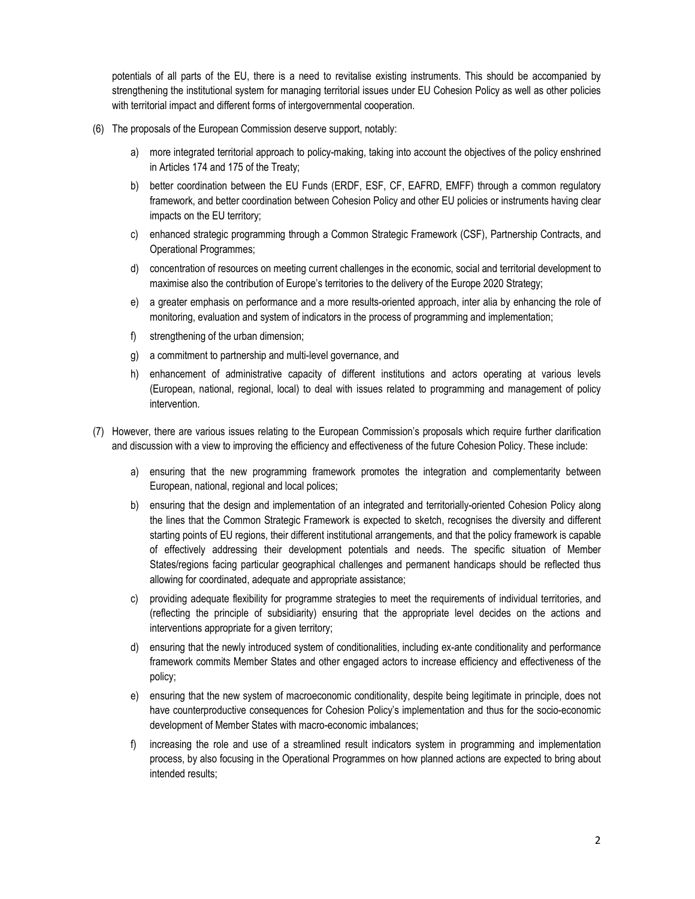potentials of all parts of the EU, there is a need to revitalise existing instruments. This should be accompanied by strengthening the institutional system for managing territorial issues under EU Cohesion Policy as well as other policies with territorial impact and different forms of intergovernmental cooperation.

(6) The proposals of the European Commission deserve support, notably:

a) more integrated territorial approach to policy-making, taking into account the objectives of the policy enshrined in Articles 174 and 175 of the Treaty;

b) better coordination between the EU Funds (ERDF, ESF, CF, EAFRD, EMFF) through a common regulatory framework, and better coordination between Cohesion Policy and other EU policies or instruments having clear impacts on the EU territory;

c) enhanced strategic programming through a Common Strategic Framework (CSF), Partnership Contracts, and Operational Programmes;

d) concentration of resources on meeting current challenges in the economic, social and territorial development to maximise also the contribution of Europe's territories to the delivery of the Europe 2020 Strategy;

e) a greater emphasis on performance and a more results-oriented approach, inter alia by enhancing the role of monitoring, evaluation and system of indicators in the process of programming and implementation;

f) strengthening of the urban dimension;

g) a commitment to partnership and multi-level governance, and

h) enhancement of administrative capacity of different institutions and actors operating at various levels (European, national, regional, local) to deal with issues related to programming and management of policy intervention.

(7) However, there are various issues relating to the European Commission's proposals which require further clarification and discussion with a view to improving the efficiency and effectiveness of the future Cohesion Policy. These include:

a) ensuring that the new programming framework promotes the integration and complementarity between European, national, regional and local polices;

b) ensuring that the design and implementation of an integrated and territorially-oriented Cohesion Policy along the lines that the Common Strategic Framework is expected to sketch, recognises the diversity and different starting points of EU regions, their different institutional arrangements, and that the policy framework is capable of effectively addressing their development potentials and needs. The specific situation of Member States/regions facing particular geographical challenges and permanent handicaps should be reflected thus allowing for coordinated, adequate and appropriate assistance;

c) providing adequate flexibility for programme strategies to meet the requirements of individual territories, and (reflecting the principle of subsidiarity) ensuring that the appropriate level decides on the actions and interventions appropriate for a given territory;

d) ensuring that the newly introduced system of conditionalities, including ex-ante conditionality and performance framework commits Member States and other engaged actors to increase efficiency and effectiveness of the policy;

e) ensuring that the new system of macroeconomic conditionality, despite being legitimate in principle, does not have counterproductive consequences for Cohesion Policy's implementation and thus for the socio-economic development of Member States with macro-economic imbalances;

f) increasing the role and use of a streamlined result indicators system in programming and implementation process, by also focusing in the Operational Programmes on how planned actions are expected to bring about intended results;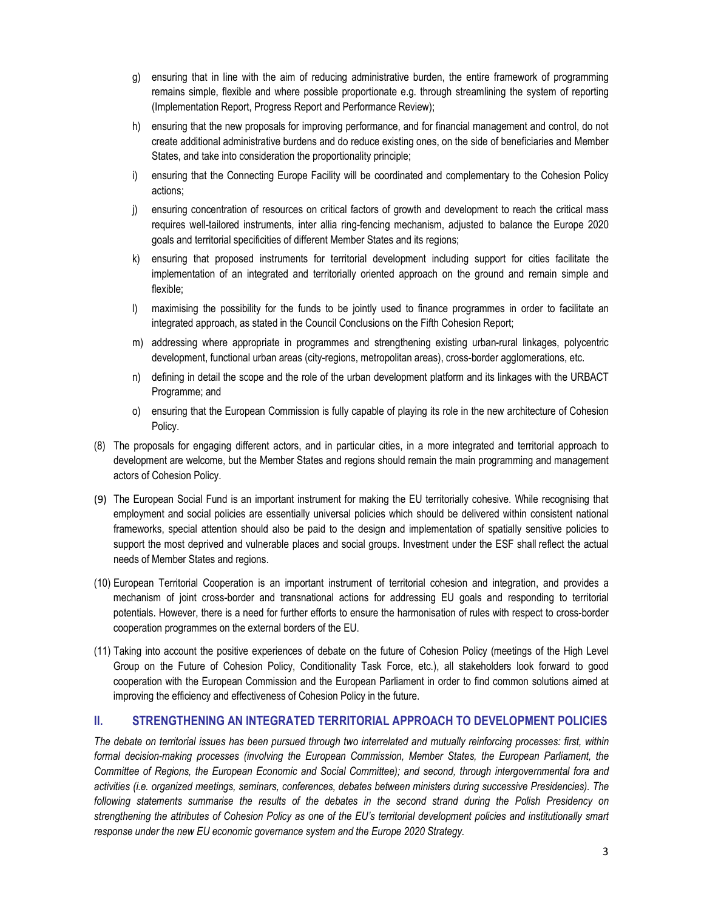g) ensuring that in line with the aim of reducing administrative burden, the entire framework of programming remains simple, flexible and where possible proportionate e.g. through streamlining the system of reporting (Implementation Report, Progress Report and Performance Review);

h) ensuring that the new proposals for improving performance, and for financial management and control, do not create additional administrative burdens and do reduce existing ones, on the side of beneficiaries and Member States, and take into consideration the proportionality principle;

i) ensuring that the Connecting Europe Facility will be coordinated and complementary to the Cohesion Policy actions;

j) ensuring concentration of resources on critical factors of growth and development to reach the critical mass requires well-tailored instruments, inter allia ring-fencing mechanism, adjusted to balance the Europe 2020 goals and territorial specificities of different Member States and its regions;

k) ensuring that proposed instruments for territorial development including support for cities facilitate the implementation of an integrated and territorially oriented approach on the ground and remain simple and flexible;

l) maximising the possibility for the funds to be jointly used to finance programmes in order to facilitate an integrated approach, as stated in the Council Conclusions on the Fifth Cohesion Report;

m) addressing where appropriate in programmes and strengthening existing urban-rural linkages, polycentric development, functional urban areas (city-regions, metropolitan areas), cross-border agglomerations, etc.

n) defining in detail the scope and the role of the urban development platform and its linkages with the URBACT Programme; and

o) ensuring that the European Commission is fully capable of playing its role in the new architecture of Cohesion Policy.

(8) The proposals for engaging different actors, and in particular cities, in a more integrated and territorial approach to development are welcome, but the Member States and regions should remain the main programming and management actors of Cohesion Policy.

(9) The European Social Fund is an important instrument for making the EU territorially cohesive. While recognising that employment and social policies are essentially universal policies which should be delivered within consistent national frameworks, special attention should also be paid to the design and implementation of spatially sensitive policies to support the most deprived and vulnerable places and social groups. Investment under the ESF shall reflect the actual needs of Member States and regions.

(10) European Territorial Cooperation is an important instrument of territorial cohesion and integration, and provides a mechanism of joint cross-border and transnational actions for addressing EU goals and responding to territorial potentials. However, there is a need for further efforts to ensure the harmonisation of rules with respect to cross-border cooperation programmes on the external borders of the EU.

(11) Taking into account the positive experiences of debate on the future of Cohesion Policy (meetings of the High Level Group on the Future of Cohesion Policy, Conditionality Task Force, etc.), all stakeholders look forward to good cooperation with the European Commission and the European Parliament in order to find common solutions aimed at improving the efficiency and effectiveness of Cohesion Policy in the future.

## II. STRENGTHENING AN INTEGRATED TERRITORIAL APPROACH TO DEVELOPMENT POLICIES

*The debate on territorial issues has been pursued through two interrelated and mutually reinforcing processes: first, within formal decision-making processes (involving the European Commission, Member States, the European Parliament, the Committee of Regions, the European Economic and Social Committee); and second, through intergovernmental fora and activities (i.e. organized meetings, seminars, conferences, debates between ministers during successive Presidencies). The following statements summarise the results of the debates in the second strand during the Polish Presidency on strengthening the attributes of Cohesion Policy as one of the EU's territorial development policies and institutionally smart response under the new EU economic governance system and the Europe 2020 Strategy.*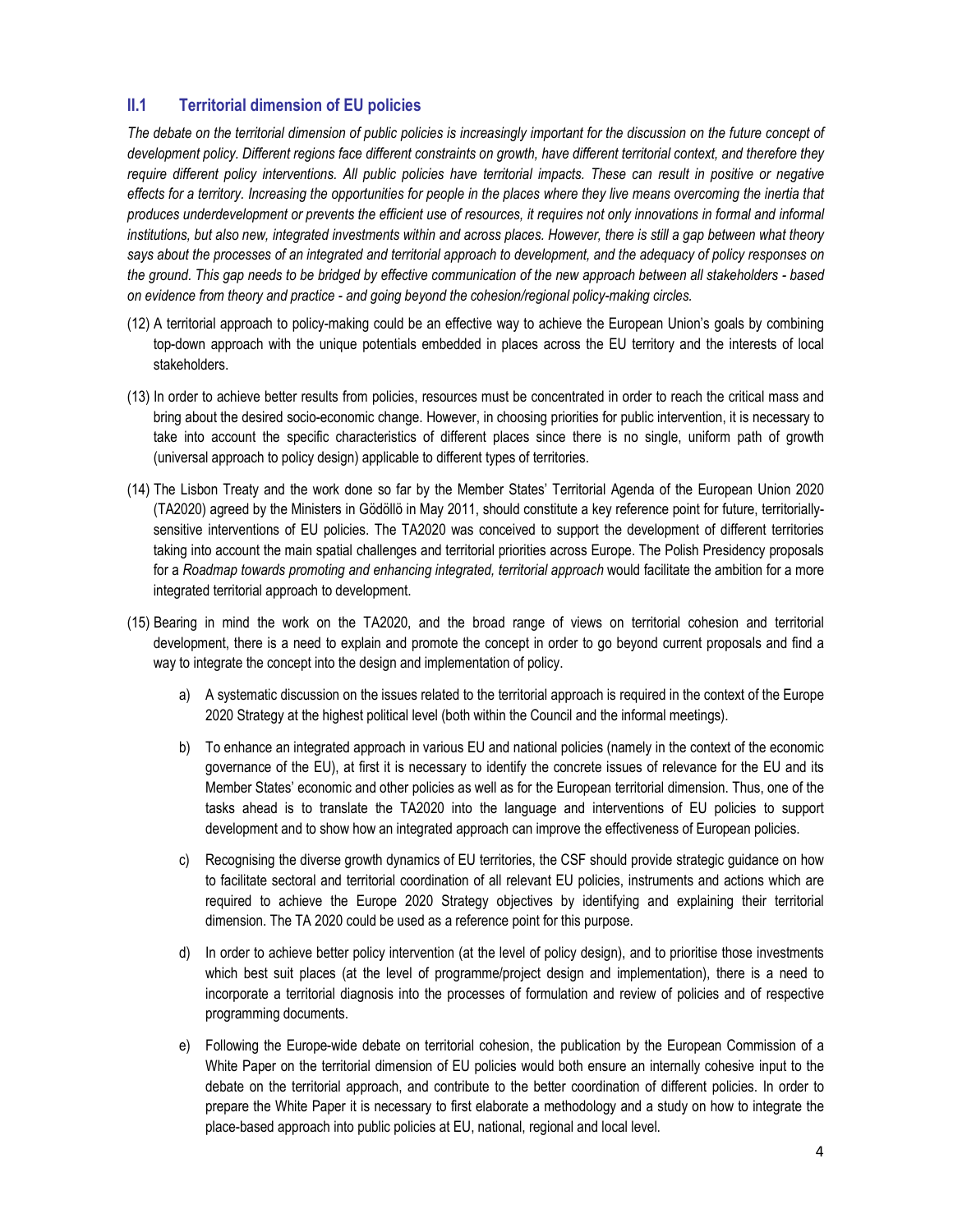## II.1 Territorial dimension of EU policies

*The debate on the territorial dimension of public policies is increasingly important for the discussion on the future concept of development policy. Different regions face different constraints on growth, have different territorial context, and therefore they require different policy interventions. All public policies have territorial impacts. These can result in positive or negative effects for a territory. Increasing the opportunities for people in the places where they live means overcoming the inertia that produces underdevelopment or prevents the efficient use of resources, it requires not only innovations in formal and informal institutions, but also new, integrated investments within and across places. However, there is still a gap between what theory says about the processes of an integrated and territorial approach to development, and the adequacy of policy responses on the ground. This gap needs to be bridged by effective communication of the new approach between all stakeholders - based on evidence from theory and practice - and going beyond the cohesion/regional policy-making circles.*

(12) A territorial approach to policy-making could be an effective way to achieve the European Union's goals by combining top-down approach with the unique potentials embedded in places across the EU territory and the interests of local stakeholders.

(13) In order to achieve better results from policies, resources must be concentrated in order to reach the critical mass and bring about the desired socio-economic change. However, in choosing priorities for public intervention, it is necessary to take into account the specific characteristics of different places since there is no single, uniform path of growth (universal approach to policy design) applicable to different types of territories.

(14) The Lisbon Treaty and the work done so far by the Member States' Territorial Agenda of the European Union 2020 (TA2020) agreed by the Ministers in Gödöllö in May 2011, should constitute a key reference point for future, territorially-sensitive interventions of EU policies. The TA2020 was conceived to support the development of different territories taking into account the main spatial challenges and territorial priorities across Europe. The Polish Presidency proposals for a *Roadmap towards promoting and enhancing integrated, territorial approach* would facilitate the ambition for a more integrated territorial approach to development.

(15) Bearing in mind the work on the TA2020, and the broad range of views on territorial cohesion and territorial development, there is a need to explain and promote the concept in order to go beyond current proposals and find a way to integrate the concept into the design and implementation of policy.

a) A systematic discussion on the issues related to the territorial approach is required in the context of the Europe 2020 Strategy at the highest political level (both within the Council and the informal meetings).

b) To enhance an integrated approach in various EU and national policies (namely in the context of the economic governance of the EU), at first it is necessary to identify the concrete issues of relevance for the EU and its Member States' economic and other policies as well as for the European territorial dimension. Thus, one of the tasks ahead is to translate the TA2020 into the language and interventions of EU policies to support development and to show how an integrated approach can improve the effectiveness of European policies.

c) Recognising the diverse growth dynamics of EU territories, the CSF should provide strategic guidance on how to facilitate sectoral and territorial coordination of all relevant EU policies, instruments and actions which are required to achieve the Europe 2020 Strategy objectives by identifying and explaining their territorial dimension. The TA 2020 could be used as a reference point for this purpose.

d) In order to achieve better policy intervention (at the level of policy design), and to prioritise those investments which best suit places (at the level of programme/project design and implementation), there is a need to incorporate a territorial diagnosis into the processes of formulation and review of policies and of respective programming documents.

e) Following the Europe-wide debate on territorial cohesion, the publication by the European Commission of a White Paper on the territorial dimension of EU policies would both ensure an internally cohesive input to the debate on the territorial approach, and contribute to the better coordination of different policies. In order to prepare the White Paper it is necessary to first elaborate a methodology and a study on how to integrate the place-based approach into public policies at EU, national, regional and local level.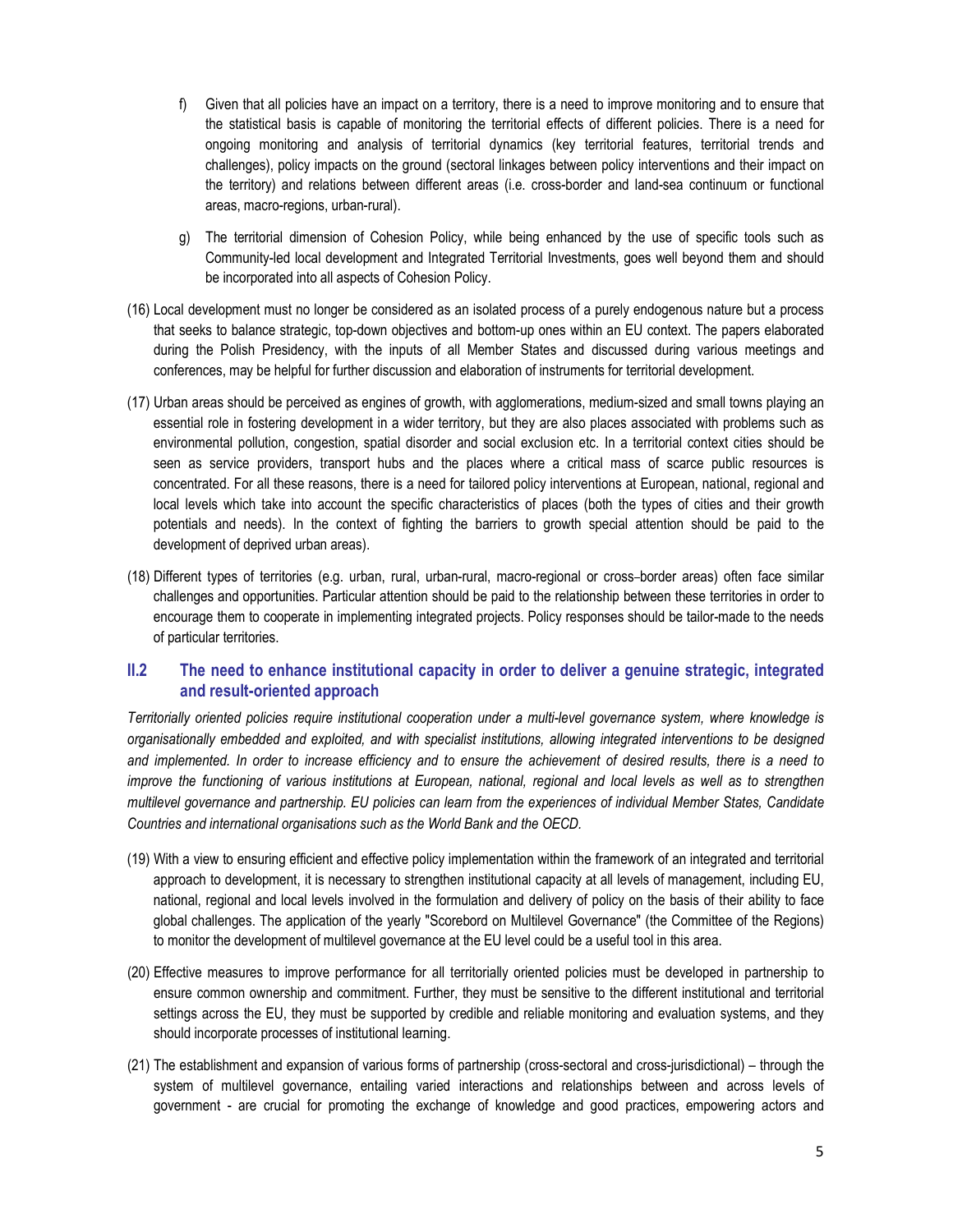f) Given that all policies have an impact on a territory, there is a need to improve monitoring and to ensure that the statistical basis is capable of monitoring the territorial effects of different policies. There is a need for ongoing monitoring and analysis of territorial dynamics (key territorial features, territorial trends and challenges), policy impacts on the ground (sectoral linkages between policy interventions and their impact on the territory) and relations between different areas (i.e. cross-border and land-sea continuum or functional areas, macro-regions, urban-rural).

g) The territorial dimension of Cohesion Policy, while being enhanced by the use of specific tools such as Community-led local development and Integrated Territorial Investments, goes well beyond them and should be incorporated into all aspects of Cohesion Policy.

(16) Local development must no longer be considered as an isolated process of a purely endogenous nature but a process that seeks to balance strategic, top-down objectives and bottom-up ones within an EU context. The papers elaborated during the Polish Presidency, with the inputs of all Member States and discussed during various meetings and conferences, may be helpful for further discussion and elaboration of instruments for territorial development.

(17) Urban areas should be perceived as engines of growth, with agglomerations, medium-sized and small towns playing an essential role in fostering development in a wider territory, but they are also places associated with problems such as environmental pollution, congestion, spatial disorder and social exclusion etc. In a territorial context cities should be seen as service providers, transport hubs and the places where a critical mass of scarce public resources is concentrated. For all these reasons, there is a need for tailored policy interventions at European, national, regional and local levels which take into account the specific characteristics of places (both the types of cities and their growth potentials and needs). In the context of fighting the barriers to growth special attention should be paid to the development of deprived urban areas).

(18) Different types of territories (e.g. urban, rural, urban-rural, macro-regional or cross-border areas) often face similar challenges and opportunities. Particular attention should be paid to the relationship between these territories in order to encourage them to cooperate in implementing integrated projects. Policy responses should be tailor-made to the needs of particular territories.

## II.2 The need to enhance institutional capacity in order to deliver a genuine strategic, integrated and result-oriented approach

*Territorially oriented policies require institutional cooperation under a multi-level governance system, where knowledge is organisationally embedded and exploited, and with specialist institutions, allowing integrated interventions to be designed and implemented. In order to increase efficiency and to ensure the achievement of desired results, there is a need to improve the functioning of various institutions at European, national, regional and local levels as well as to strengthen multilevel governance and partnership. EU policies can learn from the experiences of individual Member States, Candidate Countries and international organisations such as the World Bank and the OECD.*

(19) With a view to ensuring efficient and effective policy implementation within the framework of an integrated and territorial approach to development, it is necessary to strengthen institutional capacity at all levels of management, including EU, national, regional and local levels involved in the formulation and delivery of policy on the basis of their ability to face global challenges. The application of the yearly "Scorebord on Multilevel Governance" (the Committee of the Regions) to monitor the development of multilevel governance at the EU level could be a useful tool in this area.

(20) Effective measures to improve performance for all territorially oriented policies must be developed in partnership to ensure common ownership and commitment. Further, they must be sensitive to the different institutional and territorial settings across the EU, they must be supported by credible and reliable monitoring and evaluation systems, and they should incorporate processes of institutional learning.

(21) The establishment and expansion of various forms of partnership (cross-sectoral and cross-jurisdictional) – through the system of multilevel governance, entailing varied interactions and relationships between and across levels of government - are crucial for promoting the exchange of knowledge and good practices, empowering actors and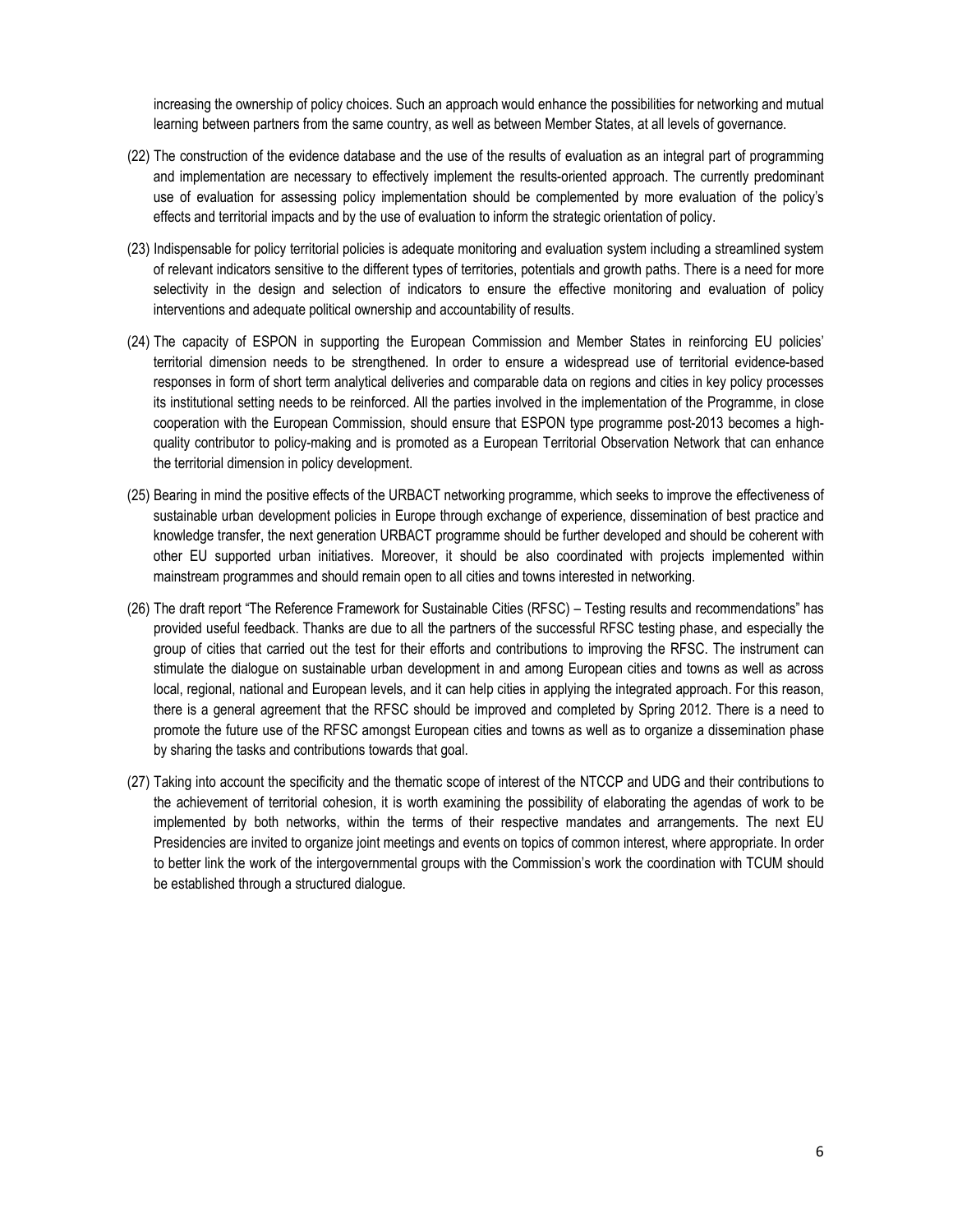increasing the ownership of policy choices. Such an approach would enhance the possibilities for networking and mutual learning between partners from the same country, as well as between Member States, at all levels of governance.

(22) The construction of the evidence database and the use of the results of evaluation as an integral part of programming and implementation are necessary to effectively implement the results-oriented approach. The currently predominant use of evaluation for assessing policy implementation should be complemented by more evaluation of the policy's effects and territorial impacts and by the use of evaluation to inform the strategic orientation of policy.

(23) Indispensable for policy territorial policies is adequate monitoring and evaluation system including a streamlined system of relevant indicators sensitive to the different types of territories, potentials and growth paths. There is a need for more selectivity in the design and selection of indicators to ensure the effective monitoring and evaluation of policy interventions and adequate political ownership and accountability of results.

(24) The capacity of ESPON in supporting the European Commission and Member States in reinforcing EU policies' territorial dimension needs to be strengthened. In order to ensure a widespread use of territorial evidence-based responses in form of short term analytical deliveries and comparable data on regions and cities in key policy processes its institutional setting needs to be reinforced. All the parties involved in the implementation of the Programme, in close cooperation with the European Commission, should ensure that ESPON type programme post-2013 becomes a high-quality contributor to policy-making and is promoted as a European Territorial Observation Network that can enhance the territorial dimension in policy development.

(25) Bearing in mind the positive effects of the URBACT networking programme, which seeks to improve the effectiveness of sustainable urban development policies in Europe through exchange of experience, dissemination of best practice and knowledge transfer, the next generation URBACT programme should be further developed and should be coherent with other EU supported urban initiatives. Moreover, it should be also coordinated with projects implemented within mainstream programmes and should remain open to all cities and towns interested in networking.

(26) The draft report "The Reference Framework for Sustainable Cities (RFSC) – Testing results and recommendations" has provided useful feedback. Thanks are due to all the partners of the successful RFSC testing phase, and especially the group of cities that carried out the test for their efforts and contributions to improving the RFSC. The instrument can stimulate the dialogue on sustainable urban development in and among European cities and towns as well as across local, regional, national and European levels, and it can help cities in applying the integrated approach. For this reason, there is a general agreement that the RFSC should be improved and completed by Spring 2012. There is a need to promote the future use of the RFSC amongst European cities and towns as well as to organize a dissemination phase by sharing the tasks and contributions towards that goal.

(27) Taking into account the specificity and the thematic scope of interest of the NTCCP and UDG and their contributions to the achievement of territorial cohesion, it is worth examining the possibility of elaborating the agendas of work to be implemented by both networks, within the terms of their respective mandates and arrangements. The next EU Presidencies are invited to organize joint meetings and events on topics of common interest, where appropriate. In order to better link the work of the intergovernmental groups with the Commission's work the coordination with TCUM should be established through a structured dialogue.